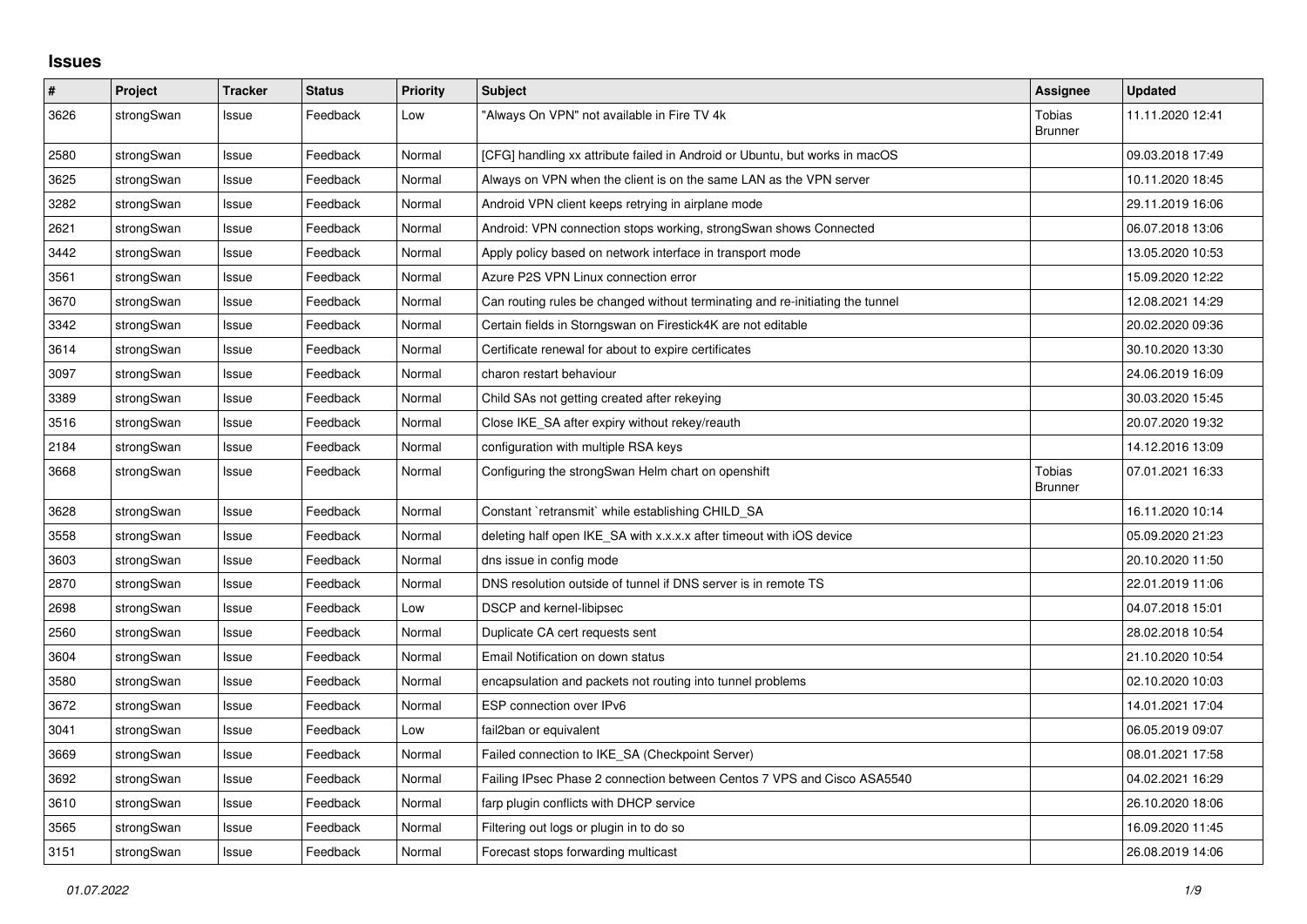# Issues

| # | Project | Tracker | Status | Priority | Subject | Assignee | Updated |
|---|---|---|---|---|---|---|---|
| 3626 | strongSwan | Issue | Feedback | Low | "Always On VPN" not available in Fire TV 4k | Tobias Brunner | 11.11.2020 12:41 |
| 2580 | strongSwan | Issue | Feedback | Normal | [CFG] handling xx attribute failed in Android or Ubuntu, but works in macOS | | 09.03.2018 17:49 |
| 3625 | strongSwan | Issue | Feedback | Normal | Always on VPN when the client is on the same LAN as the VPN server | | 10.11.2020 18:45 |
| 3282 | strongSwan | Issue | Feedback | Normal | Android VPN client keeps retrying in airplane mode | | 29.11.2019 16:06 |
| 2621 | strongSwan | Issue | Feedback | Normal | Android: VPN connection stops working, strongSwan shows Connected | | 06.07.2018 13:06 |
| 3442 | strongSwan | Issue | Feedback | Normal | Apply policy based on network interface in transport mode | | 13.05.2020 10:53 |
| 3561 | strongSwan | Issue | Feedback | Normal | Azure P2S VPN Linux connection error | | 15.09.2020 12:22 |
| 3670 | strongSwan | Issue | Feedback | Normal | Can routing rules be changed without terminating and re-initiating the tunnel | | 12.08.2021 14:29 |
| 3342 | strongSwan | Issue | Feedback | Normal | Certain fields in Storngswan on Firestick4K are not editable | | 20.02.2020 09:36 |
| 3614 | strongSwan | Issue | Feedback | Normal | Certificate renewal for about to expire certificates | | 30.10.2020 13:30 |
| 3097 | strongSwan | Issue | Feedback | Normal | charon restart behaviour | | 24.06.2019 16:09 |
| 3389 | strongSwan | Issue | Feedback | Normal | Child SAs not getting created after rekeying | | 30.03.2020 15:45 |
| 3516 | strongSwan | Issue | Feedback | Normal | Close IKE_SA after expiry without rekey/reauth | | 20.07.2020 19:32 |
| 2184 | strongSwan | Issue | Feedback | Normal | configuration with multiple RSA keys | | 14.12.2016 13:09 |
| 3668 | strongSwan | Issue | Feedback | Normal | Configuring the strongSwan Helm chart on openshift | Tobias Brunner | 07.01.2021 16:33 |
| 3628 | strongSwan | Issue | Feedback | Normal | Constant `retransmit` while establishing CHILD_SA | | 16.11.2020 10:14 |
| 3558 | strongSwan | Issue | Feedback | Normal | deleting half open IKE_SA with x.x.x.x after timeout with iOS device | | 05.09.2020 21:23 |
| 3603 | strongSwan | Issue | Feedback | Normal | dns issue in config mode | | 20.10.2020 11:50 |
| 2870 | strongSwan | Issue | Feedback | Normal | DNS resolution outside of tunnel if DNS server is in remote TS | | 22.01.2019 11:06 |
| 2698 | strongSwan | Issue | Feedback | Low | DSCP and kernel-libipsec | | 04.07.2018 15:01 |
| 2560 | strongSwan | Issue | Feedback | Normal | Duplicate CA cert requests sent | | 28.02.2018 10:54 |
| 3604 | strongSwan | Issue | Feedback | Normal | Email Notification on down status | | 21.10.2020 10:54 |
| 3580 | strongSwan | Issue | Feedback | Normal | encapsulation and packets not routing into tunnel problems | | 02.10.2020 10:03 |
| 3672 | strongSwan | Issue | Feedback | Normal | ESP connection over IPv6 | | 14.01.2021 17:04 |
| 3041 | strongSwan | Issue | Feedback | Low | fail2ban or equivalent | | 06.05.2019 09:07 |
| 3669 | strongSwan | Issue | Feedback | Normal | Failed connection to IKE_SA (Checkpoint Server) | | 08.01.2021 17:58 |
| 3692 | strongSwan | Issue | Feedback | Normal | Failing IPsec Phase 2 connection between Centos 7 VPS and Cisco ASA5540 | | 04.02.2021 16:29 |
| 3610 | strongSwan | Issue | Feedback | Normal | farp plugin conflicts with DHCP service | | 26.10.2020 18:06 |
| 3565 | strongSwan | Issue | Feedback | Normal | Filtering out logs or plugin in to do so | | 16.09.2020 11:45 |
| 3151 | strongSwan | Issue | Feedback | Normal | Forecast stops forwarding multicast | | 26.08.2019 14:06 |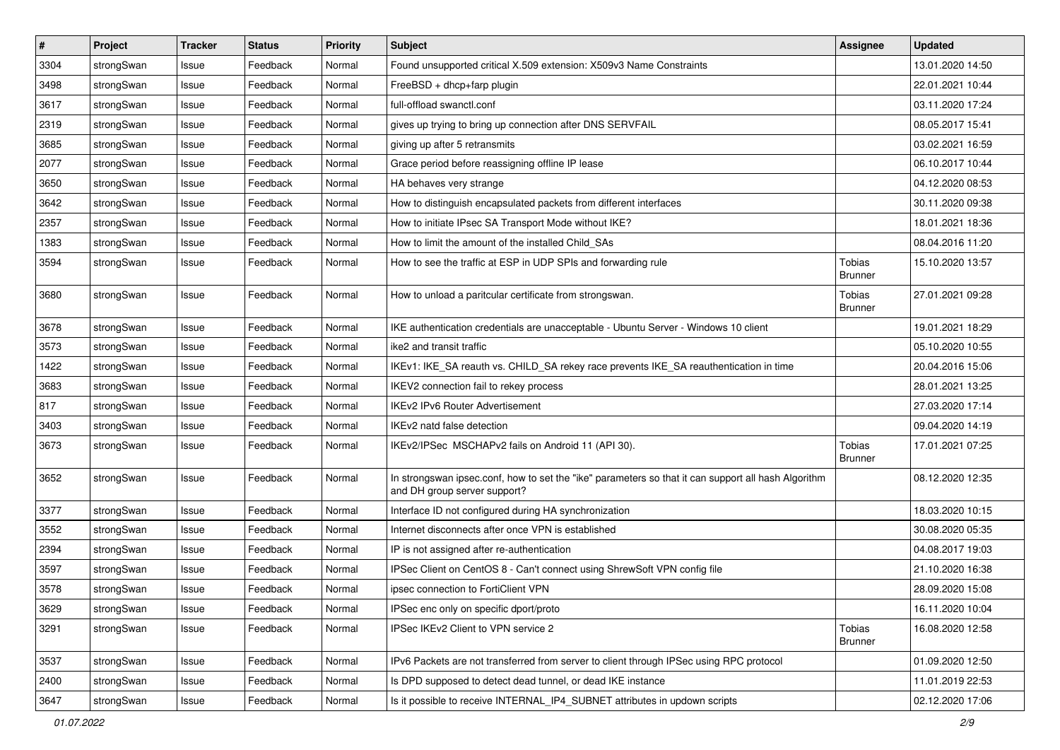| # | Project | Tracker | Status | Priority | Subject | Assignee | Updated |
|---|---|---|---|---|---|---|---|
| 3304 | strongSwan | Issue | Feedback | Normal | Found unsupported critical X.509 extension: X509v3 Name Constraints | | 13.01.2020 14:50 |
| 3498 | strongSwan | Issue | Feedback | Normal | FreeBSD + dhcp+farp plugin | | 22.01.2021 10:44 |
| 3617 | strongSwan | Issue | Feedback | Normal | full-offload swanctl.conf | | 03.11.2020 17:24 |
| 2319 | strongSwan | Issue | Feedback | Normal | gives up trying to bring up connection after DNS SERVFAIL | | 08.05.2017 15:41 |
| 3685 | strongSwan | Issue | Feedback | Normal | giving up after 5 retransmits | | 03.02.2021 16:59 |
| 2077 | strongSwan | Issue | Feedback | Normal | Grace period before reassigning offline IP lease | | 06.10.2017 10:44 |
| 3650 | strongSwan | Issue | Feedback | Normal | HA behaves very strange | | 04.12.2020 08:53 |
| 3642 | strongSwan | Issue | Feedback | Normal | How to distinguish encapsulated packets from different interfaces | | 30.11.2020 09:38 |
| 2357 | strongSwan | Issue | Feedback | Normal | How to initiate IPsec SA Transport Mode without IKE? | | 18.01.2021 18:36 |
| 1383 | strongSwan | Issue | Feedback | Normal | How to limit the amount of the installed Child_SAs | | 08.04.2016 11:20 |
| 3594 | strongSwan | Issue | Feedback | Normal | How to see the traffic at ESP in UDP SPIs and forwarding rule | Tobias Brunner | 15.10.2020 13:57 |
| 3680 | strongSwan | Issue | Feedback | Normal | How to unload a paritcular certificate from strongswan. | Tobias Brunner | 27.01.2021 09:28 |
| 3678 | strongSwan | Issue | Feedback | Normal | IKE authentication credentials are unacceptable - Ubuntu Server - Windows 10 client | | 19.01.2021 18:29 |
| 3573 | strongSwan | Issue | Feedback | Normal | ike2 and transit traffic | | 05.10.2020 10:55 |
| 1422 | strongSwan | Issue | Feedback | Normal | IKEv1: IKE_SA reauth vs. CHILD_SA rekey race prevents IKE_SA reauthentication in time | | 20.04.2016 15:06 |
| 3683 | strongSwan | Issue | Feedback | Normal | IKEV2 connection fail to rekey process | | 28.01.2021 13:25 |
| 817 | strongSwan | Issue | Feedback | Normal | IKEv2 IPv6 Router Advertisement | | 27.03.2020 17:14 |
| 3403 | strongSwan | Issue | Feedback | Normal | IKEv2 natd false detection | | 09.04.2020 14:19 |
| 3673 | strongSwan | Issue | Feedback | Normal | IKEv2/IPSec MSCHAPv2 fails on Android 11 (API 30). | Tobias Brunner | 17.01.2021 07:25 |
| 3652 | strongSwan | Issue | Feedback | Normal | In strongswan ipsec.conf, how to set the "ike" parameters so that it can support all hash Algorithm and DH group server support? | | 08.12.2020 12:35 |
| 3377 | strongSwan | Issue | Feedback | Normal | Interface ID not configured during HA synchronization | | 18.03.2020 10:15 |
| 3552 | strongSwan | Issue | Feedback | Normal | Internet disconnects after once VPN is established | | 30.08.2020 05:35 |
| 2394 | strongSwan | Issue | Feedback | Normal | IP is not assigned after re-authentication | | 04.08.2017 19:03 |
| 3597 | strongSwan | Issue | Feedback | Normal | IPSec Client on CentOS 8 - Can't connect using ShrewSoft VPN config file | | 21.10.2020 16:38 |
| 3578 | strongSwan | Issue | Feedback | Normal | ipsec connection to FortiClient VPN | | 28.09.2020 15:08 |
| 3629 | strongSwan | Issue | Feedback | Normal | IPSec enc only on specific dport/proto | | 16.11.2020 10:04 |
| 3291 | strongSwan | Issue | Feedback | Normal | IPSec IKEv2 Client to VPN service 2 | Tobias Brunner | 16.08.2020 12:58 |
| 3537 | strongSwan | Issue | Feedback | Normal | IPv6 Packets are not transferred from server to client through IPSec using RPC protocol | | 01.09.2020 12:50 |
| 2400 | strongSwan | Issue | Feedback | Normal | Is DPD supposed to detect dead tunnel, or dead IKE instance | | 11.01.2019 22:53 |
| 3647 | strongSwan | Issue | Feedback | Normal | Is it possible to receive INTERNAL_IP4_SUBNET attributes in updown scripts | | 02.12.2020 17:06 |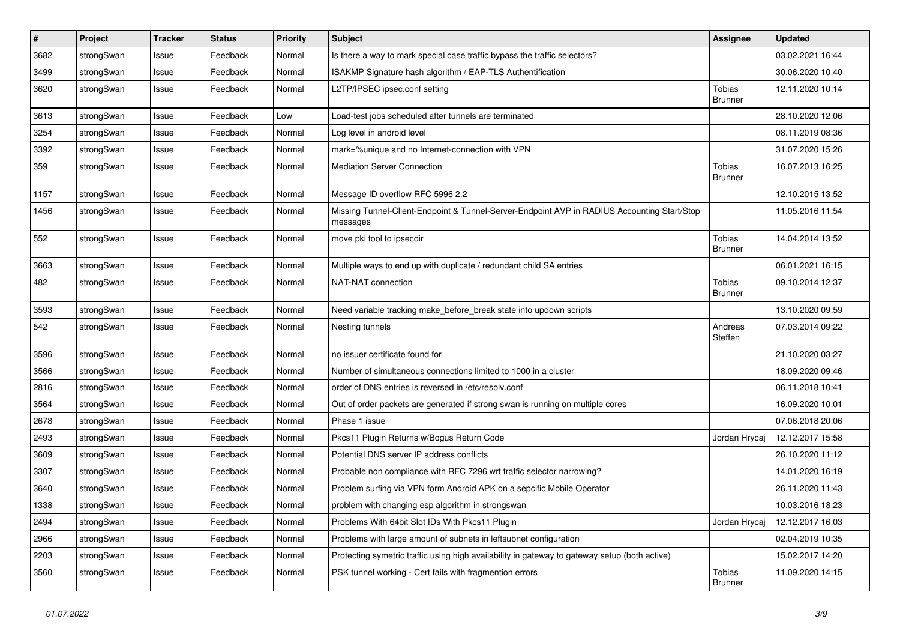| # | Project | Tracker | Status | Priority | Subject | Assignee | Updated |
|---|---|---|---|---|---|---|---|
| 3682 | strongSwan | Issue | Feedback | Normal | Is there a way to mark special case traffic bypass the traffic selectors? | | 03.02.2021 16:44 |
| 3499 | strongSwan | Issue | Feedback | Normal | ISAKMP Signature hash algorithm / EAP-TLS Authentification | | 30.06.2020 10:40 |
| 3620 | strongSwan | Issue | Feedback | Normal | L2TP/IPSEC ipsec.conf setting | Tobias Brunner | 12.11.2020 10:14 |
| 3613 | strongSwan | Issue | Feedback | Low | Load-test jobs scheduled after tunnels are terminated | | 28.10.2020 12:06 |
| 3254 | strongSwan | Issue | Feedback | Normal | Log level in android level | | 08.11.2019 08:36 |
| 3392 | strongSwan | Issue | Feedback | Normal | mark=%unique and no Internet-connection with VPN | | 31.07.2020 15:26 |
| 359 | strongSwan | Issue | Feedback | Normal | Mediation Server Connection | Tobias Brunner | 16.07.2013 16:25 |
| 1157 | strongSwan | Issue | Feedback | Normal | Message ID overflow RFC 5996 2.2 | | 12.10.2015 13:52 |
| 1456 | strongSwan | Issue | Feedback | Normal | Missing Tunnel-Client-Endpoint & Tunnel-Server-Endpoint AVP in RADIUS Accounting Start/Stop messages | | 11.05.2016 11:54 |
| 552 | strongSwan | Issue | Feedback | Normal | move pki tool to ipsecdir | Tobias Brunner | 14.04.2014 13:52 |
| 3663 | strongSwan | Issue | Feedback | Normal | Multiple ways to end up with duplicate / redundant child SA entries | | 06.01.2021 16:15 |
| 482 | strongSwan | Issue | Feedback | Normal | NAT-NAT connection | Tobias Brunner | 09.10.2014 12:37 |
| 3593 | strongSwan | Issue | Feedback | Normal | Need variable tracking make_before_break state into updown scripts | | 13.10.2020 09:59 |
| 542 | strongSwan | Issue | Feedback | Normal | Nesting tunnels | Andreas Steffen | 07.03.2014 09:22 |
| 3596 | strongSwan | Issue | Feedback | Normal | no issuer certificate found for | | 21.10.2020 03:27 |
| 3566 | strongSwan | Issue | Feedback | Normal | Number of simultaneous connections limited to 1000 in a cluster | | 18.09.2020 09:46 |
| 2816 | strongSwan | Issue | Feedback | Normal | order of DNS entries is reversed in /etc/resolv.conf | | 06.11.2018 10:41 |
| 3564 | strongSwan | Issue | Feedback | Normal | Out of order packets are generated if strong swan is running on multiple cores | | 16.09.2020 10:01 |
| 2678 | strongSwan | Issue | Feedback | Normal | Phase 1 issue | | 07.06.2018 20:06 |
| 2493 | strongSwan | Issue | Feedback | Normal | Pkcs11 Plugin Returns w/Bogus Return Code | Jordan Hrycaj | 12.12.2017 15:58 |
| 3609 | strongSwan | Issue | Feedback | Normal | Potential DNS server IP address conflicts | | 26.10.2020 11:12 |
| 3307 | strongSwan | Issue | Feedback | Normal | Probable non compliance with RFC 7296 wrt traffic selector narrowing? | | 14.01.2020 16:19 |
| 3640 | strongSwan | Issue | Feedback | Normal | Problem surfing via VPN form Android APK on a sepcific Mobile Operator | | 26.11.2020 11:43 |
| 1338 | strongSwan | Issue | Feedback | Normal | problem with changing esp algorithm in strongswan | | 10.03.2016 18:23 |
| 2494 | strongSwan | Issue | Feedback | Normal | Problems With 64bit Slot IDs With Pkcs11 Plugin | Jordan Hrycaj | 12.12.2017 16:03 |
| 2966 | strongSwan | Issue | Feedback | Normal | Problems with large amount of subnets in leftsubnet configuration | | 02.04.2019 10:35 |
| 2203 | strongSwan | Issue | Feedback | Normal | Protecting symetric traffic using high availability in gateway to gateway setup (both active) | | 15.02.2017 14:20 |
| 3560 | strongSwan | Issue | Feedback | Normal | PSK tunnel working - Cert fails with fragmention errors | Tobias Brunner | 11.09.2020 14:15 |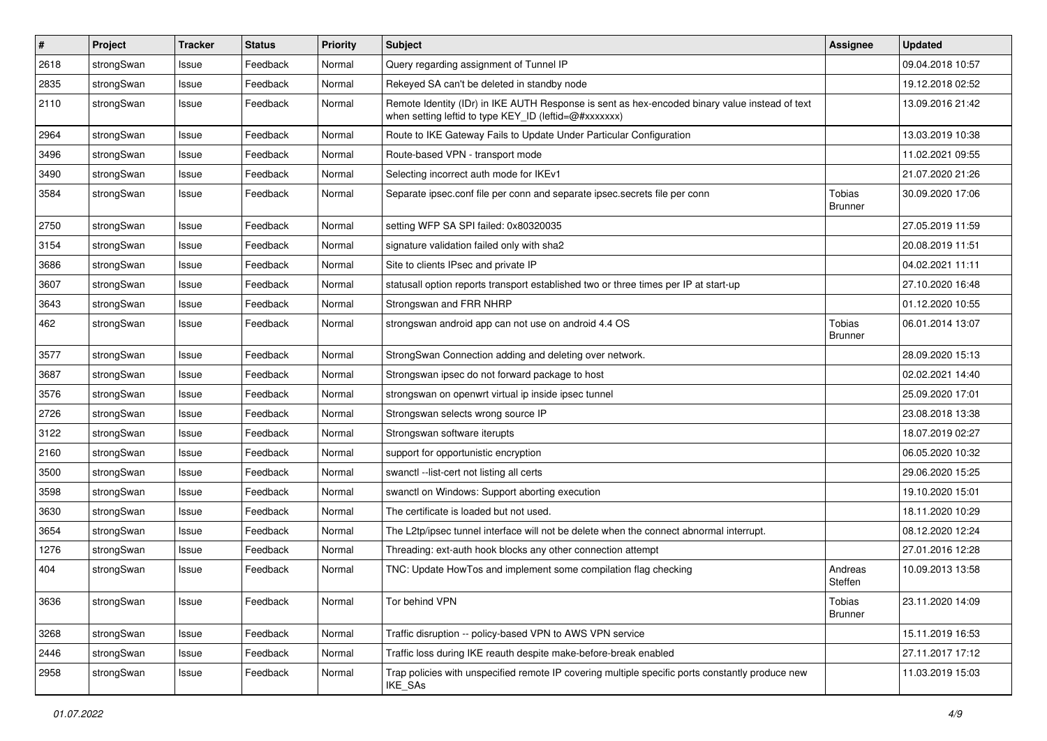| # | Project | Tracker | Status | Priority | Subject | Assignee | Updated |
|---|---|---|---|---|---|---|---|
| 2618 | strongSwan | Issue | Feedback | Normal | Query regarding assignment of Tunnel IP | | 09.04.2018 10:57 |
| 2835 | strongSwan | Issue | Feedback | Normal | Rekeyed SA can't be deleted in standby node | | 19.12.2018 02:52 |
| 2110 | strongSwan | Issue | Feedback | Normal | Remote Identity (IDr) in IKE AUTH Response is sent as hex-encoded binary value instead of text when setting leftid to type KEY_ID (leftid=@#xxxxxxx) | | 13.09.2016 21:42 |
| 2964 | strongSwan | Issue | Feedback | Normal | Route to IKE Gateway Fails to Update Under Particular Configuration | | 13.03.2019 10:38 |
| 3496 | strongSwan | Issue | Feedback | Normal | Route-based VPN - transport mode | | 11.02.2021 09:55 |
| 3490 | strongSwan | Issue | Feedback | Normal | Selecting incorrect auth mode for IKEv1 | | 21.07.2020 21:26 |
| 3584 | strongSwan | Issue | Feedback | Normal | Separate ipsec.conf file per conn and separate ipsec.secrets file per conn | Tobias Brunner | 30.09.2020 17:06 |
| 2750 | strongSwan | Issue | Feedback | Normal | setting WFP SA SPI failed: 0x80320035 | | 27.05.2019 11:59 |
| 3154 | strongSwan | Issue | Feedback | Normal | signature validation failed only with sha2 | | 20.08.2019 11:51 |
| 3686 | strongSwan | Issue | Feedback | Normal | Site to clients IPsec and private IP | | 04.02.2021 11:11 |
| 3607 | strongSwan | Issue | Feedback | Normal | statusall option reports transport established two or three times per IP at start-up | | 27.10.2020 16:48 |
| 3643 | strongSwan | Issue | Feedback | Normal | Strongswan and FRR NHRP | | 01.12.2020 10:55 |
| 462 | strongSwan | Issue | Feedback | Normal | strongswan android app can not use on android 4.4 OS | Tobias Brunner | 06.01.2014 13:07 |
| 3577 | strongSwan | Issue | Feedback | Normal | StrongSwan Connection adding and deleting over network. | | 28.09.2020 15:13 |
| 3687 | strongSwan | Issue | Feedback | Normal | Strongswan ipsec do not forward package to host | | 02.02.2021 14:40 |
| 3576 | strongSwan | Issue | Feedback | Normal | strongswan on openwrt virtual ip inside ipsec tunnel | | 25.09.2020 17:01 |
| 2726 | strongSwan | Issue | Feedback | Normal | Strongswan selects wrong source IP | | 23.08.2018 13:38 |
| 3122 | strongSwan | Issue | Feedback | Normal | Strongswan software iterupts | | 18.07.2019 02:27 |
| 2160 | strongSwan | Issue | Feedback | Normal | support for opportunistic encryption | | 06.05.2020 10:32 |
| 3500 | strongSwan | Issue | Feedback | Normal | swanctl --list-cert not listing all certs | | 29.06.2020 15:25 |
| 3598 | strongSwan | Issue | Feedback | Normal | swanctl on Windows: Support aborting execution | | 19.10.2020 15:01 |
| 3630 | strongSwan | Issue | Feedback | Normal | The certificate is loaded but not used. | | 18.11.2020 10:29 |
| 3654 | strongSwan | Issue | Feedback | Normal | The L2tp/ipsec tunnel interface will not be delete when the connect abnormal interrupt. | | 08.12.2020 12:24 |
| 1276 | strongSwan | Issue | Feedback | Normal | Threading: ext-auth hook blocks any other connection attempt | | 27.01.2016 12:28 |
| 404 | strongSwan | Issue | Feedback | Normal | TNC: Update HowTos and implement some compilation flag checking | Andreas Steffen | 10.09.2013 13:58 |
| 3636 | strongSwan | Issue | Feedback | Normal | Tor behind VPN | Tobias Brunner | 23.11.2020 14:09 |
| 3268 | strongSwan | Issue | Feedback | Normal | Traffic disruption -- policy-based VPN to AWS VPN service | | 15.11.2019 16:53 |
| 2446 | strongSwan | Issue | Feedback | Normal | Traffic loss during IKE reauth despite make-before-break enabled | | 27.11.2017 17:12 |
| 2958 | strongSwan | Issue | Feedback | Normal | Trap policies with unspecified remote IP covering multiple specific ports constantly produce new IKE_SAs | | 11.03.2019 15:03 |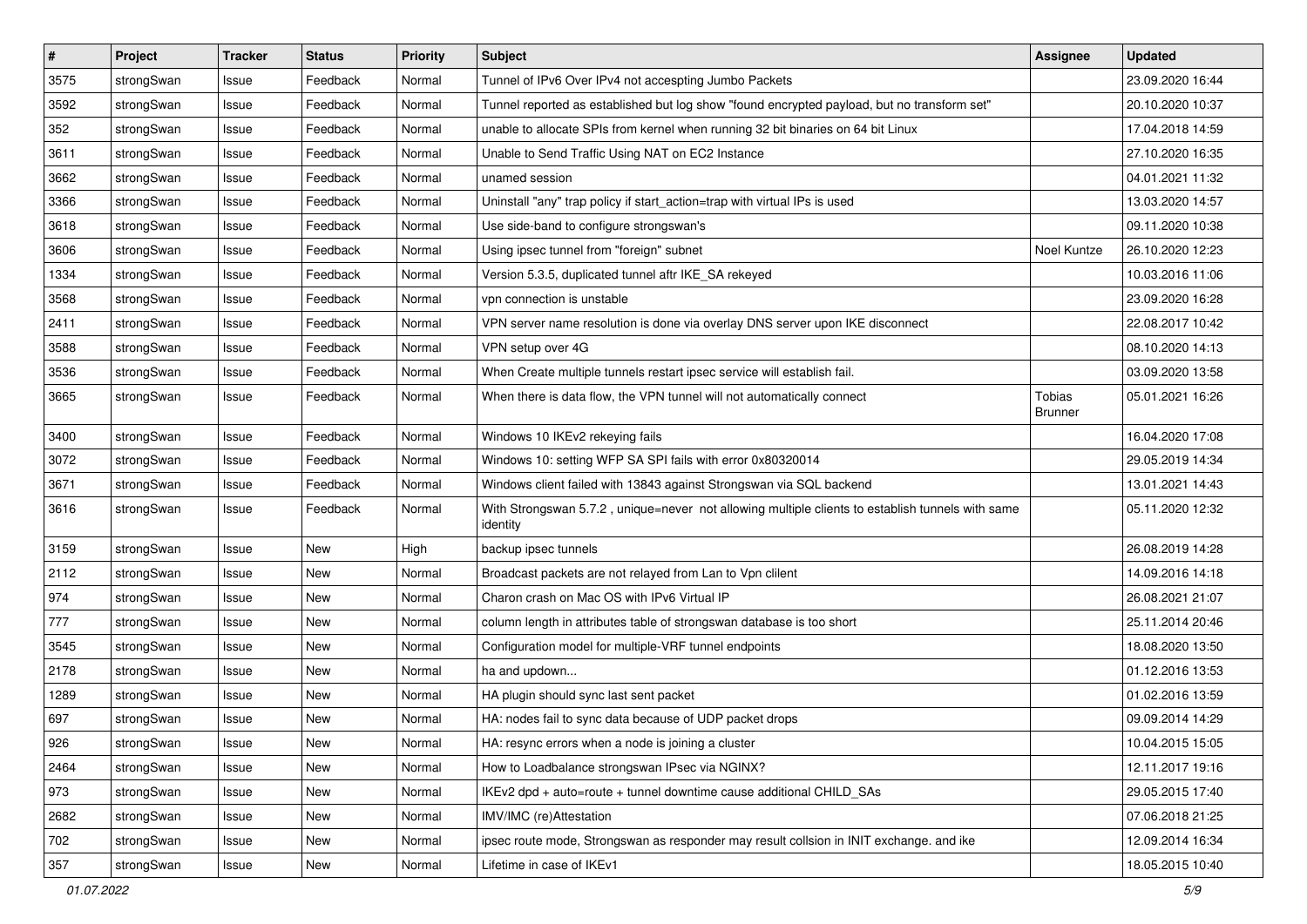| # | Project | Tracker | Status | Priority | Subject | Assignee | Updated |
|---|---|---|---|---|---|---|---|
| 3575 | strongSwan | Issue | Feedback | Normal | Tunnel of IPv6 Over IPv4 not accespting Jumbo Packets | | 23.09.2020 16:44 |
| 3592 | strongSwan | Issue | Feedback | Normal | Tunnel reported as established but log show "found encrypted payload, but no transform set" | | 20.10.2020 10:37 |
| 352 | strongSwan | Issue | Feedback | Normal | unable to allocate SPIs from kernel when running 32 bit binaries on 64 bit Linux | | 17.04.2018 14:59 |
| 3611 | strongSwan | Issue | Feedback | Normal | Unable to Send Traffic Using NAT on EC2 Instance | | 27.10.2020 16:35 |
| 3662 | strongSwan | Issue | Feedback | Normal | unamed session | | 04.01.2021 11:32 |
| 3366 | strongSwan | Issue | Feedback | Normal | Uninstall "any" trap policy if start_action=trap with virtual IPs is used | | 13.03.2020 14:57 |
| 3618 | strongSwan | Issue | Feedback | Normal | Use side-band to configure strongswan's | | 09.11.2020 10:38 |
| 3606 | strongSwan | Issue | Feedback | Normal | Using ipsec tunnel from "foreign" subnet | Noel Kuntze | 26.10.2020 12:23 |
| 1334 | strongSwan | Issue | Feedback | Normal | Version 5.3.5, duplicated tunnel aftr IKE_SA rekeyed | | 10.03.2016 11:06 |
| 3568 | strongSwan | Issue | Feedback | Normal | vpn connection is unstable | | 23.09.2020 16:28 |
| 2411 | strongSwan | Issue | Feedback | Normal | VPN server name resolution is done via overlay DNS server upon IKE disconnect | | 22.08.2017 10:42 |
| 3588 | strongSwan | Issue | Feedback | Normal | VPN setup over 4G | | 08.10.2020 14:13 |
| 3536 | strongSwan | Issue | Feedback | Normal | When Create multiple tunnels restart ipsec service will establish fail. | | 03.09.2020 13:58 |
| 3665 | strongSwan | Issue | Feedback | Normal | When there is data flow, the VPN tunnel will not automatically connect | Tobias Brunner | 05.01.2021 16:26 |
| 3400 | strongSwan | Issue | Feedback | Normal | Windows 10 IKEv2 rekeying fails | | 16.04.2020 17:08 |
| 3072 | strongSwan | Issue | Feedback | Normal | Windows 10: setting WFP SA SPI fails with error 0x80320014 | | 29.05.2019 14:34 |
| 3671 | strongSwan | Issue | Feedback | Normal | Windows client failed with 13843 against Strongswan via SQL backend | | 13.01.2021 14:43 |
| 3616 | strongSwan | Issue | Feedback | Normal | With Strongswan 5.7.2 , unique=never not allowing multiple clients to establish tunnels with same identity | | 05.11.2020 12:32 |
| 3159 | strongSwan | Issue | New | High | backup ipsec tunnels | | 26.08.2019 14:28 |
| 2112 | strongSwan | Issue | New | Normal | Broadcast packets are not relayed from Lan to Vpn clilent | | 14.09.2016 14:18 |
| 974 | strongSwan | Issue | New | Normal | Charon crash on Mac OS with IPv6 Virtual IP | | 26.08.2021 21:07 |
| 777 | strongSwan | Issue | New | Normal | column length in attributes table of strongswan database is too short | | 25.11.2014 20:46 |
| 3545 | strongSwan | Issue | New | Normal | Configuration model for multiple-VRF tunnel endpoints | | 18.08.2020 13:50 |
| 2178 | strongSwan | Issue | New | Normal | ha and updown... | | 01.12.2016 13:53 |
| 1289 | strongSwan | Issue | New | Normal | HA plugin should sync last sent packet | | 01.02.2016 13:59 |
| 697 | strongSwan | Issue | New | Normal | HA: nodes fail to sync data because of UDP packet drops | | 09.09.2014 14:29 |
| 926 | strongSwan | Issue | New | Normal | HA: resync errors when a node is joining a cluster | | 10.04.2015 15:05 |
| 2464 | strongSwan | Issue | New | Normal | How to Loadbalance strongswan IPsec via NGINX? | | 12.11.2017 19:16 |
| 973 | strongSwan | Issue | New | Normal | IKEv2 dpd + auto=route + tunnel downtime cause additional CHILD_SAs | | 29.05.2015 17:40 |
| 2682 | strongSwan | Issue | New | Normal | IMV/IMC (re)Attestation | | 07.06.2018 21:25 |
| 702 | strongSwan | Issue | New | Normal | ipsec route mode, Strongswan as responder may result collsion in INIT exchange. and ike | | 12.09.2014 16:34 |
| 357 | strongSwan | Issue | New | Normal | Lifetime in case of IKEv1 | | 18.05.2015 10:40 |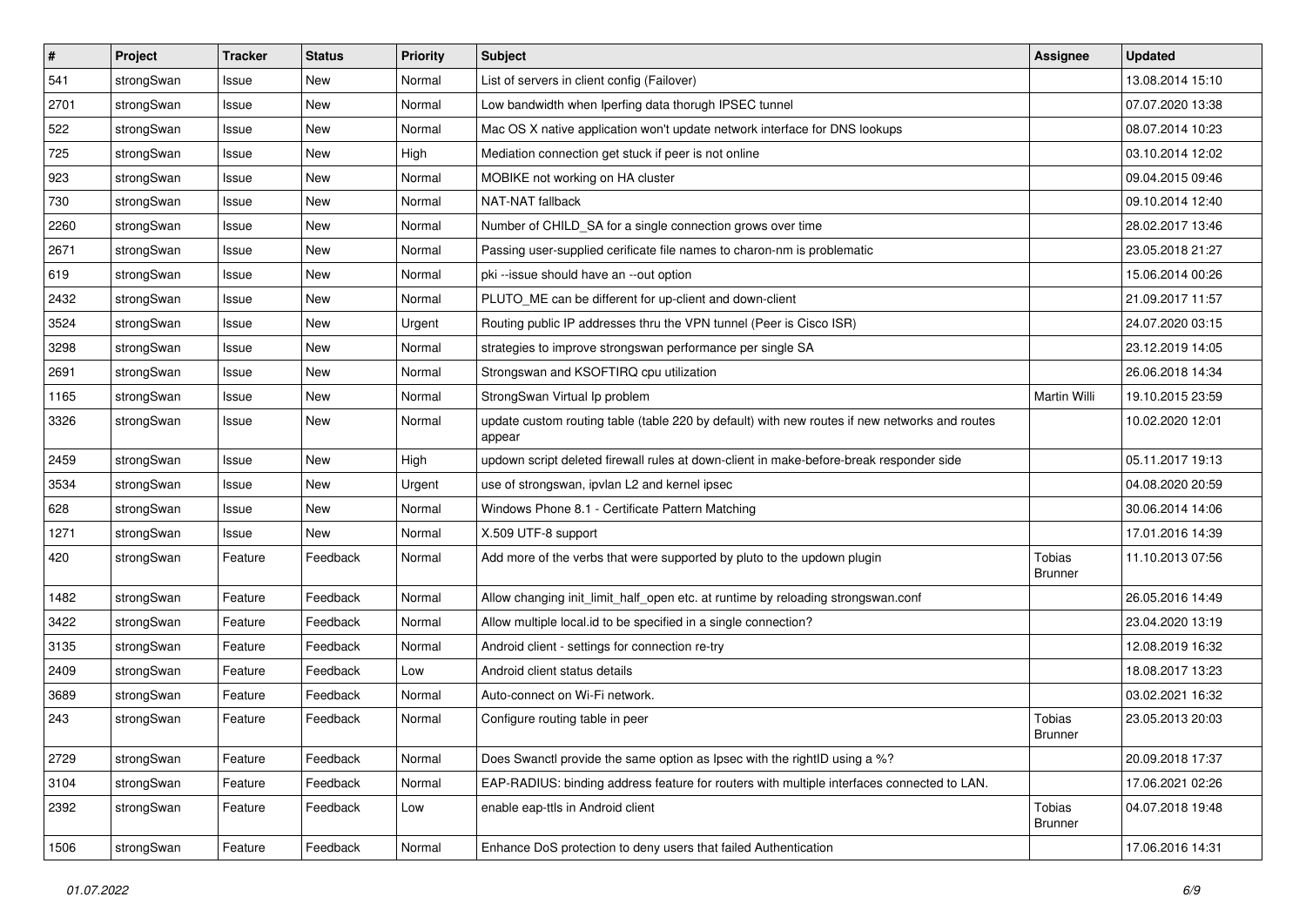| # | Project | Tracker | Status | Priority | Subject | Assignee | Updated |
|---|---|---|---|---|---|---|---|
| 541 | strongSwan | Issue | New | Normal | List of servers in client config (Failover) | | 13.08.2014 15:10 |
| 2701 | strongSwan | Issue | New | Normal | Low bandwidth when Iperfing data thorugh IPSEC tunnel | | 07.07.2020 13:38 |
| 522 | strongSwan | Issue | New | Normal | Mac OS X native application won't update network interface for DNS lookups | | 08.07.2014 10:23 |
| 725 | strongSwan | Issue | New | High | Mediation connection get stuck if peer is not online | | 03.10.2014 12:02 |
| 923 | strongSwan | Issue | New | Normal | MOBIKE not working on HA cluster | | 09.04.2015 09:46 |
| 730 | strongSwan | Issue | New | Normal | NAT-NAT fallback | | 09.10.2014 12:40 |
| 2260 | strongSwan | Issue | New | Normal | Number of CHILD_SA for a single connection grows over time | | 28.02.2017 13:46 |
| 2671 | strongSwan | Issue | New | Normal | Passing user-supplied cerificate file names to charon-nm is problematic | | 23.05.2018 21:27 |
| 619 | strongSwan | Issue | New | Normal | pki --issue should have an --out option | | 15.06.2014 00:26 |
| 2432 | strongSwan | Issue | New | Normal | PLUTO_ME can be different for up-client and down-client | | 21.09.2017 11:57 |
| 3524 | strongSwan | Issue | New | Urgent | Routing public IP addresses thru the VPN tunnel (Peer is Cisco ISR) | | 24.07.2020 03:15 |
| 3298 | strongSwan | Issue | New | Normal | strategies to improve strongswan performance per single SA | | 23.12.2019 14:05 |
| 2691 | strongSwan | Issue | New | Normal | Strongswan and KSOFTIRQ cpu utilization | | 26.06.2018 14:34 |
| 1165 | strongSwan | Issue | New | Normal | StrongSwan Virtual Ip problem | Martin Willi | 19.10.2015 23:59 |
| 3326 | strongSwan | Issue | New | Normal | update custom routing table (table 220 by default) with new routes if new networks and routes appear | | 10.02.2020 12:01 |
| 2459 | strongSwan | Issue | New | High | updown script deleted firewall rules at down-client in make-before-break responder side | | 05.11.2017 19:13 |
| 3534 | strongSwan | Issue | New | Urgent | use of strongswan, ipvlan L2 and kernel ipsec | | 04.08.2020 20:59 |
| 628 | strongSwan | Issue | New | Normal | Windows Phone 8.1 - Certificate Pattern Matching | | 30.06.2014 14:06 |
| 1271 | strongSwan | Issue | New | Normal | X.509 UTF-8 support | | 17.01.2016 14:39 |
| 420 | strongSwan | Feature | Feedback | Normal | Add more of the verbs that were supported by pluto to the updown plugin | Tobias Brunner | 11.10.2013 07:56 |
| 1482 | strongSwan | Feature | Feedback | Normal | Allow changing init_limit_half_open etc. at runtime by reloading strongswan.conf | | 26.05.2016 14:49 |
| 3422 | strongSwan | Feature | Feedback | Normal | Allow multiple local.id to be specified in a single connection? | | 23.04.2020 13:19 |
| 3135 | strongSwan | Feature | Feedback | Normal | Android client - settings for connection re-try | | 12.08.2019 16:32 |
| 2409 | strongSwan | Feature | Feedback | Low | Android client status details | | 18.08.2017 13:23 |
| 3689 | strongSwan | Feature | Feedback | Normal | Auto-connect on Wi-Fi network. | | 03.02.2021 16:32 |
| 243 | strongSwan | Feature | Feedback | Normal | Configure routing table in peer | Tobias Brunner | 23.05.2013 20:03 |
| 2729 | strongSwan | Feature | Feedback | Normal | Does Swanctl provide the same option as Ipsec with the rightID using a %? | | 20.09.2018 17:37 |
| 3104 | strongSwan | Feature | Feedback | Normal | EAP-RADIUS: binding address feature for routers with multiple interfaces connected to LAN. | | 17.06.2021 02:26 |
| 2392 | strongSwan | Feature | Feedback | Low | enable eap-ttls in Android client | Tobias Brunner | 04.07.2018 19:48 |
| 1506 | strongSwan | Feature | Feedback | Normal | Enhance DoS protection to deny users that failed Authentication | | 17.06.2016 14:31 |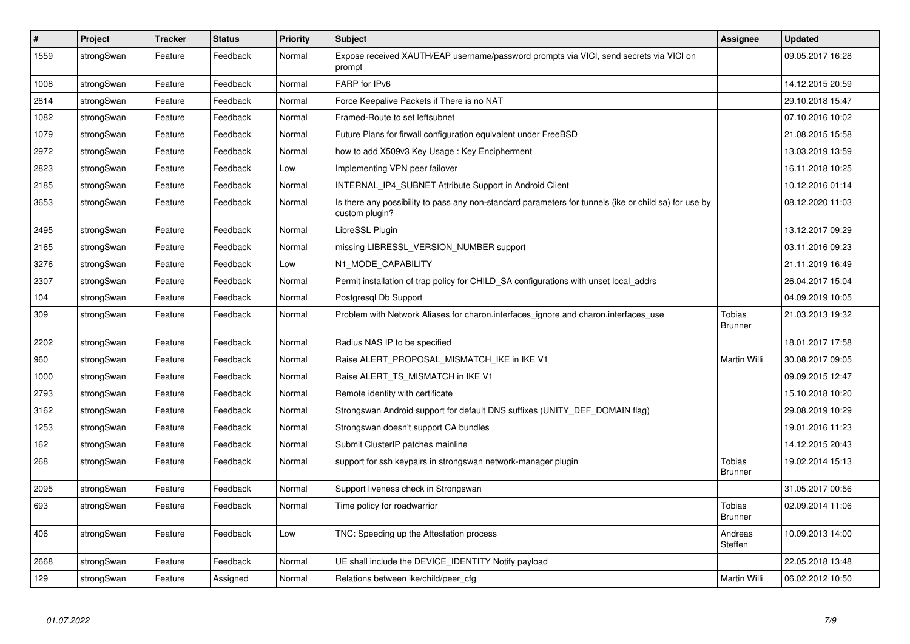| # | Project | Tracker | Status | Priority | Subject | Assignee | Updated |
|---|---|---|---|---|---|---|---|
| 1559 | strongSwan | Feature | Feedback | Normal | Expose received XAUTH/EAP username/password prompts via VICI, send secrets via VICI on prompt | | 09.05.2017 16:28 |
| 1008 | strongSwan | Feature | Feedback | Normal | FARP for IPv6 | | 14.12.2015 20:59 |
| 2814 | strongSwan | Feature | Feedback | Normal | Force Keepalive Packets if There is no NAT | | 29.10.2018 15:47 |
| 1082 | strongSwan | Feature | Feedback | Normal | Framed-Route to set leftsubnet | | 07.10.2016 10:02 |
| 1079 | strongSwan | Feature | Feedback | Normal | Future Plans for firwall configuration equivalent under FreeBSD | | 21.08.2015 15:58 |
| 2972 | strongSwan | Feature | Feedback | Normal | how to add X509v3 Key Usage : Key Encipherment | | 13.03.2019 13:59 |
| 2823 | strongSwan | Feature | Feedback | Low | Implementing VPN peer failover | | 16.11.2018 10:25 |
| 2185 | strongSwan | Feature | Feedback | Normal | INTERNAL_IP4_SUBNET Attribute Support in Android Client | | 10.12.2016 01:14 |
| 3653 | strongSwan | Feature | Feedback | Normal | Is there any possibility to pass any non-standard parameters for tunnels (ike or child sa) for use by custom plugin? | | 08.12.2020 11:03 |
| 2495 | strongSwan | Feature | Feedback | Normal | LibreSSL Plugin | | 13.12.2017 09:29 |
| 2165 | strongSwan | Feature | Feedback | Normal | missing LIBRESSL_VERSION_NUMBER support | | 03.11.2016 09:23 |
| 3276 | strongSwan | Feature | Feedback | Low | N1_MODE_CAPABILITY | | 21.11.2019 16:49 |
| 2307 | strongSwan | Feature | Feedback | Normal | Permit installation of trap policy for CHILD_SA configurations with unset local_addrs | | 26.04.2017 15:04 |
| 104 | strongSwan | Feature | Feedback | Normal | Postgresql Db Support | | 04.09.2019 10:05 |
| 309 | strongSwan | Feature | Feedback | Normal | Problem with Network Aliases for charon.interfaces_ignore and charon.interfaces_use | Tobias Brunner | 21.03.2013 19:32 |
| 2202 | strongSwan | Feature | Feedback | Normal | Radius NAS IP to be specified | | 18.01.2017 17:58 |
| 960 | strongSwan | Feature | Feedback | Normal | Raise ALERT_PROPOSAL_MISMATCH_IKE in IKE V1 | Martin Willi | 30.08.2017 09:05 |
| 1000 | strongSwan | Feature | Feedback | Normal | Raise ALERT_TS_MISMATCH in IKE V1 | | 09.09.2015 12:47 |
| 2793 | strongSwan | Feature | Feedback | Normal | Remote identity with certificate | | 15.10.2018 10:20 |
| 3162 | strongSwan | Feature | Feedback | Normal | Strongswan Android support for default DNS suffixes (UNITY_DEF_DOMAIN flag) | | 29.08.2019 10:29 |
| 1253 | strongSwan | Feature | Feedback | Normal | Strongswan doesn't support CA bundles | | 19.01.2016 11:23 |
| 162 | strongSwan | Feature | Feedback | Normal | Submit ClusterIP patches mainline | | 14.12.2015 20:43 |
| 268 | strongSwan | Feature | Feedback | Normal | support for ssh keypairs in strongswan network-manager plugin | Tobias Brunner | 19.02.2014 15:13 |
| 2095 | strongSwan | Feature | Feedback | Normal | Support liveness check in Strongswan | | 31.05.2017 00:56 |
| 693 | strongSwan | Feature | Feedback | Normal | Time policy for roadwarrior | Tobias Brunner | 02.09.2014 11:06 |
| 406 | strongSwan | Feature | Feedback | Low | TNC: Speeding up the Attestation process | Andreas Steffen | 10.09.2013 14:00 |
| 2668 | strongSwan | Feature | Feedback | Normal | UE shall include the DEVICE_IDENTITY Notify payload | | 22.05.2018 13:48 |
| 129 | strongSwan | Feature | Assigned | Normal | Relations between ike/child/peer_cfg | Martin Willi | 06.02.2012 10:50 |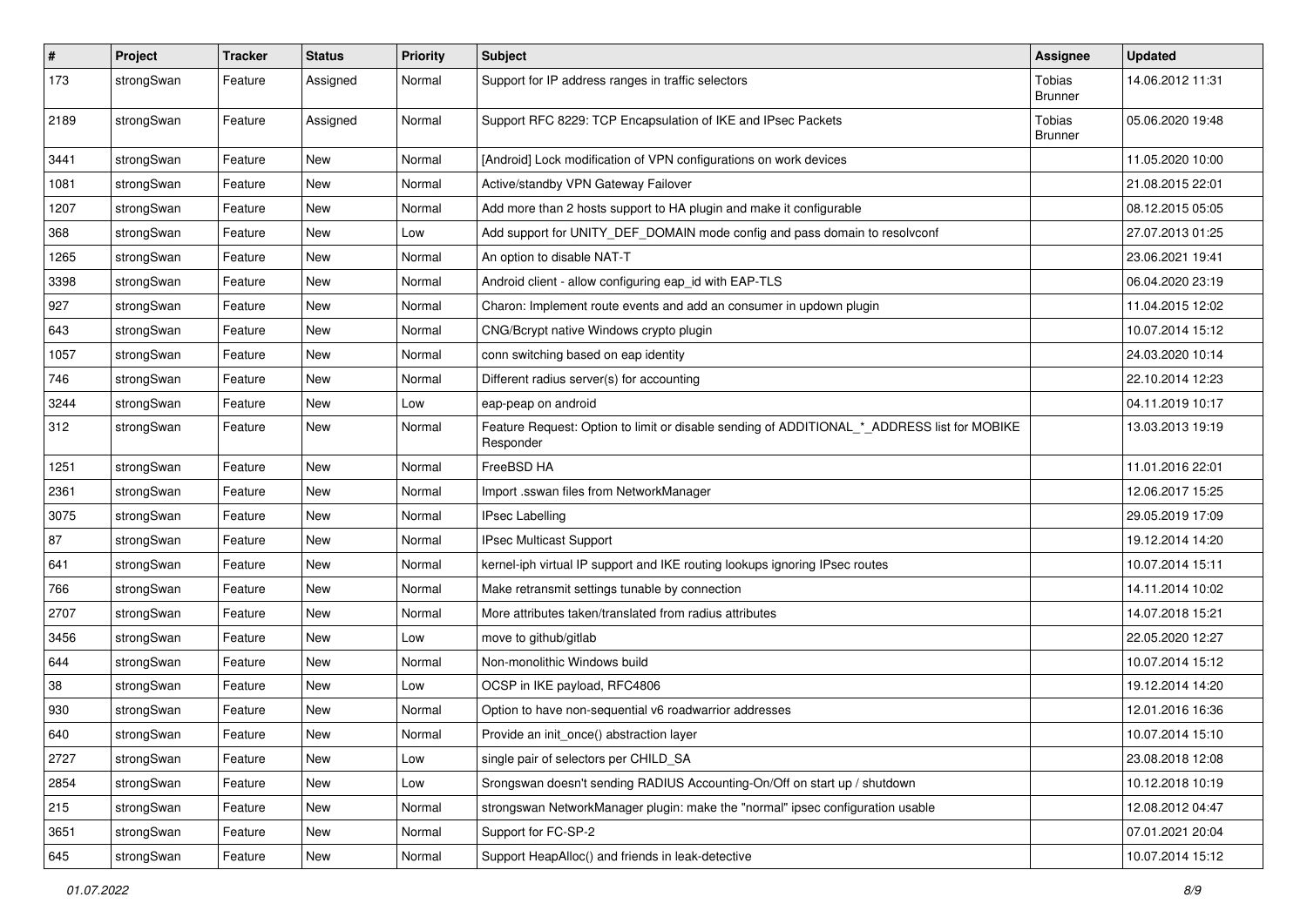| # | Project | Tracker | Status | Priority | Subject | Assignee | Updated |
|---|---|---|---|---|---|---|---|
| 173 | strongSwan | Feature | Assigned | Normal | Support for IP address ranges in traffic selectors | Tobias Brunner | 14.06.2012 11:31 |
| 2189 | strongSwan | Feature | Assigned | Normal | Support RFC 8229: TCP Encapsulation of IKE and IPsec Packets | Tobias Brunner | 05.06.2020 19:48 |
| 3441 | strongSwan | Feature | New | Normal | [Android] Lock modification of VPN configurations on work devices | | 11.05.2020 10:00 |
| 1081 | strongSwan | Feature | New | Normal | Active/standby VPN Gateway Failover | | 21.08.2015 22:01 |
| 1207 | strongSwan | Feature | New | Normal | Add more than 2 hosts support to HA plugin and make it configurable | | 08.12.2015 05:05 |
| 368 | strongSwan | Feature | New | Low | Add support for UNITY_DEF_DOMAIN mode config and pass domain to resolvconf | | 27.07.2013 01:25 |
| 1265 | strongSwan | Feature | New | Normal | An option to disable NAT-T | | 23.06.2021 19:41 |
| 3398 | strongSwan | Feature | New | Normal | Android client - allow configuring eap_id with EAP-TLS | | 06.04.2020 23:19 |
| 927 | strongSwan | Feature | New | Normal | Charon: Implement route events and add an consumer in updown plugin | | 11.04.2015 12:02 |
| 643 | strongSwan | Feature | New | Normal | CNG/Bcrypt native Windows crypto plugin | | 10.07.2014 15:12 |
| 1057 | strongSwan | Feature | New | Normal | conn switching based on eap identity | | 24.03.2020 10:14 |
| 746 | strongSwan | Feature | New | Normal | Different radius server(s) for accounting | | 22.10.2014 12:23 |
| 3244 | strongSwan | Feature | New | Low | eap-peap on android | | 04.11.2019 10:17 |
| 312 | strongSwan | Feature | New | Normal | Feature Request: Option to limit or disable sending of ADDITIONAL_*_ADDRESS list for MOBIKE Responder | | 13.03.2013 19:19 |
| 1251 | strongSwan | Feature | New | Normal | FreeBSD HA | | 11.01.2016 22:01 |
| 2361 | strongSwan | Feature | New | Normal | Import .sswan files from NetworkManager | | 12.06.2017 15:25 |
| 3075 | strongSwan | Feature | New | Normal | IPsec Labelling | | 29.05.2019 17:09 |
| 87 | strongSwan | Feature | New | Normal | IPsec Multicast Support | | 19.12.2014 14:20 |
| 641 | strongSwan | Feature | New | Normal | kernel-iph virtual IP support and IKE routing lookups ignoring IPsec routes | | 10.07.2014 15:11 |
| 766 | strongSwan | Feature | New | Normal | Make retransmit settings tunable by connection | | 14.11.2014 10:02 |
| 2707 | strongSwan | Feature | New | Normal | More attributes taken/translated from radius attributes | | 14.07.2018 15:21 |
| 3456 | strongSwan | Feature | New | Low | move to github/gitlab | | 22.05.2020 12:27 |
| 644 | strongSwan | Feature | New | Normal | Non-monolithic Windows build | | 10.07.2014 15:12 |
| 38 | strongSwan | Feature | New | Low | OCSP in IKE payload, RFC4806 | | 19.12.2014 14:20 |
| 930 | strongSwan | Feature | New | Normal | Option to have non-sequential v6 roadwarrior addresses | | 12.01.2016 16:36 |
| 640 | strongSwan | Feature | New | Normal | Provide an init_once() abstraction layer | | 10.07.2014 15:10 |
| 2727 | strongSwan | Feature | New | Low | single pair of selectors per CHILD_SA | | 23.08.2018 12:08 |
| 2854 | strongSwan | Feature | New | Low | Srongswan doesn't sending RADIUS Accounting-On/Off on start up / shutdown | | 10.12.2018 10:19 |
| 215 | strongSwan | Feature | New | Normal | strongswan NetworkManager plugin: make the "normal" ipsec configuration usable | | 12.08.2012 04:47 |
| 3651 | strongSwan | Feature | New | Normal | Support for FC-SP-2 | | 07.01.2021 20:04 |
| 645 | strongSwan | Feature | New | Normal | Support HeapAlloc() and friends in leak-detective | | 10.07.2014 15:12 |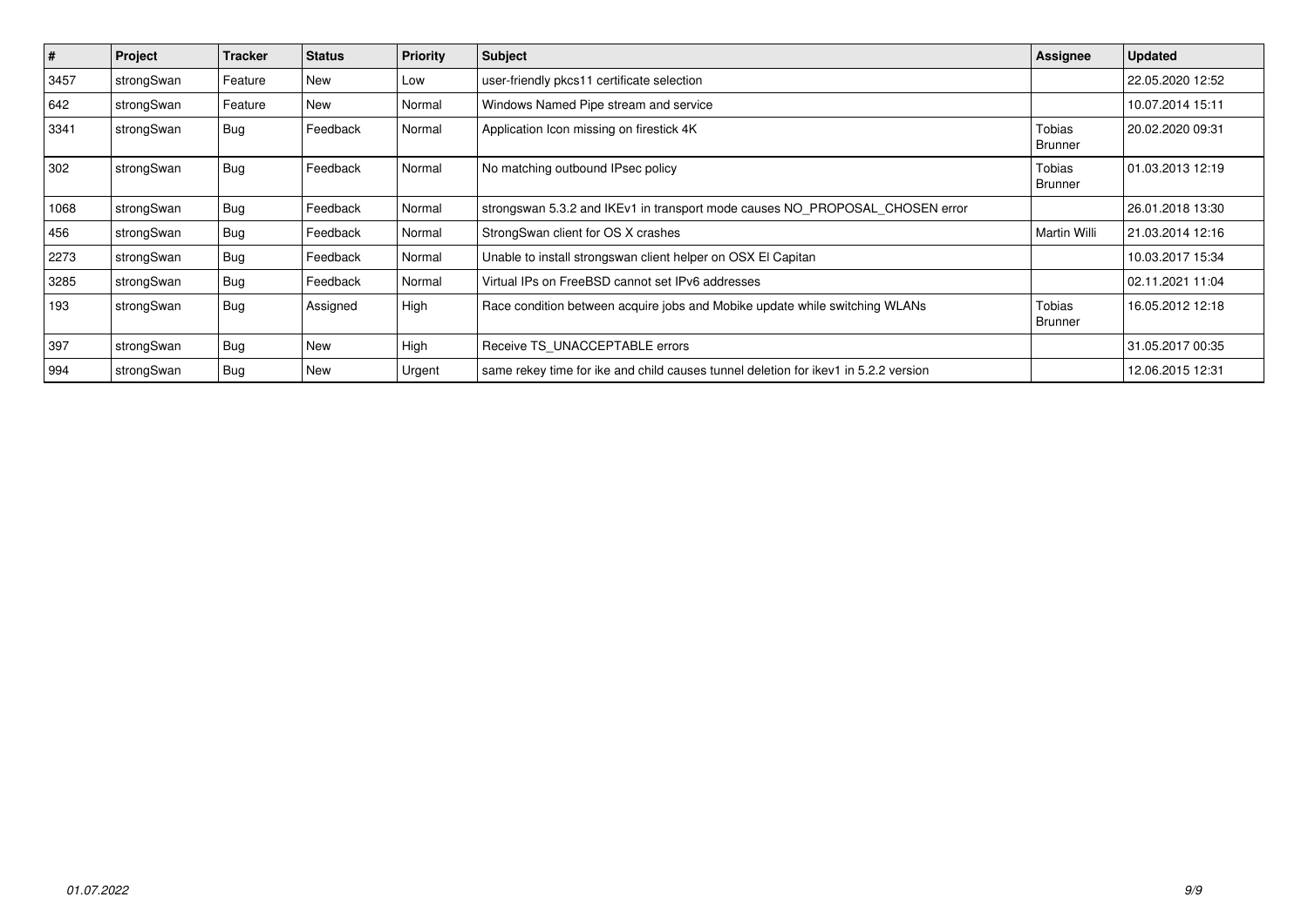| # | Project | Tracker | Status | Priority | Subject | Assignee | Updated |
|---|---|---|---|---|---|---|---|
| 3457 | strongSwan | Feature | New | Low | user-friendly pkcs11 certificate selection | | 22.05.2020 12:52 |
| 642 | strongSwan | Feature | New | Normal | Windows Named Pipe stream and service | | 10.07.2014 15:11 |
| 3341 | strongSwan | Bug | Feedback | Normal | Application Icon missing on firestick 4K | Tobias Brunner | 20.02.2020 09:31 |
| 302 | strongSwan | Bug | Feedback | Normal | No matching outbound IPsec policy | Tobias Brunner | 01.03.2013 12:19 |
| 1068 | strongSwan | Bug | Feedback | Normal | strongswan 5.3.2 and IKEv1 in transport mode causes NO_PROPOSAL_CHOSEN error | | 26.01.2018 13:30 |
| 456 | strongSwan | Bug | Feedback | Normal | StrongSwan client for OS X crashes | Martin Willi | 21.03.2014 12:16 |
| 2273 | strongSwan | Bug | Feedback | Normal | Unable to install strongswan client helper on OSX El Capitan | | 10.03.2017 15:34 |
| 3285 | strongSwan | Bug | Feedback | Normal | Virtual IPs on FreeBSD cannot set IPv6 addresses | | 02.11.2021 11:04 |
| 193 | strongSwan | Bug | Assigned | High | Race condition between acquire jobs and Mobike update while switching WLANs | Tobias Brunner | 16.05.2012 12:18 |
| 397 | strongSwan | Bug | New | High | Receive TS_UNACCEPTABLE errors | | 31.05.2017 00:35 |
| 994 | strongSwan | Bug | New | Urgent | same rekey time for ike and child causes tunnel deletion for ikev1 in 5.2.2 version | | 12.06.2015 12:31 |